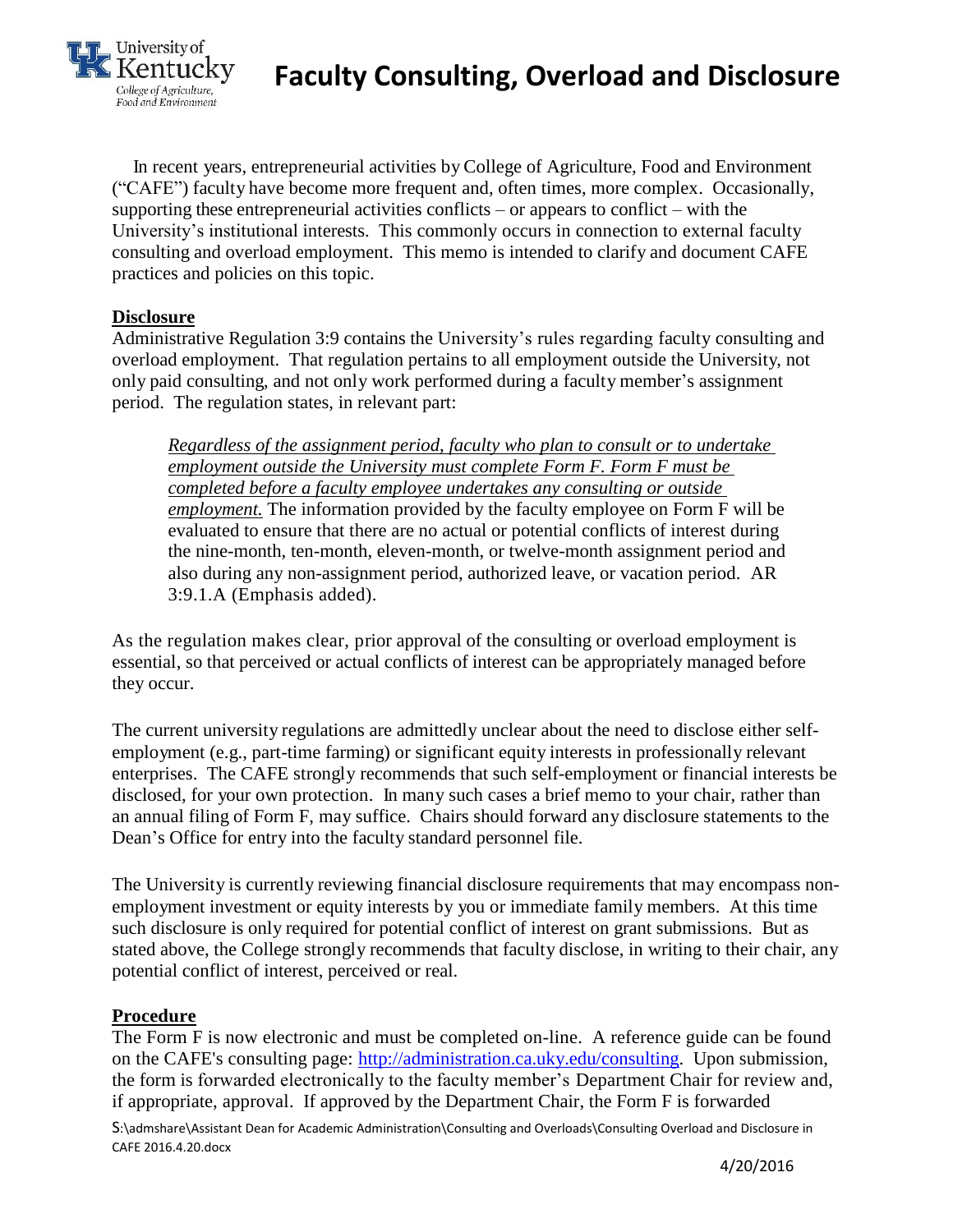# Faculty Consulting, Overload and Disclosure

In recent years, entrepreneurial activities by College of Agriculture, Food and Environment ("CAFE") faculty have become more frequent and, often times, more complex. Occasionally, supporting these entrepreneurial activities conflicts – or appears to conflict – with the University's institutional interests. This commonly occurs in connection to external faculty consulting and overload employment. This memo is intended to clarify and document CAFE practices and policies on this topic.

## Disclosure

Administrative Regulation 3:9 contains the University's rules regarding faculty consulting and overload employment. That regulation pertains to all employment outside the University, not only paid consulting, and not only work performed during a faculty member's assignment period. The regulation states, in relevant part:

> *Regardless of the assignment period, faculty who plan to consult or to undertake employment outside the University must complete Form F. Form F must be completed before a faculty employee undertakes any consulting or outside employment.* The information provided by the faculty employee on Form F will be evaluated to ensure that there are no actual or potential conflicts of interest during the nine-month, ten-month, eleven-month, or twelve-month assignment period and also during any non-assignment period, authorized leave, or vacation period. AR 3:9.1.A (Emphasis added).

As the regulation makes clear, prior approval of the consulting or overload employment is essential, so that perceived or actual conflicts of interest can be appropriately managed before they occur.

The current university regulations are admittedly unclear about the need to disclose either self-employment (e.g., part-time farming) or significant equity interests in professionally relevant enterprises. The CAFE strongly recommends that such self-employment or financial interests be disclosed, for your own protection. In many such cases a brief memo to your chair, rather than an annual filing of Form F, may suffice. Chairs should forward any disclosure statements to the Dean's Office for entry into the faculty standard personnel file.

The University is currently reviewing financial disclosure requirements that may encompass non-employment investment or equity interests by you or immediate family members. At this time such disclosure is only required for potential conflict of interest on grant submissions. But as stated above, the College strongly recommends that faculty disclose, in writing to their chair, any potential conflict of interest, perceived or real.

## Procedure

The Form F is now electronic and must be completed on-line. A reference guide can be found on the CAFE's consulting page: [http://administration.ca.uky.edu/consulting](http://administration.ca.uky.edu/consulting). Upon submission, the form is forwarded electronically to the faculty member's Department Chair for review and, if appropriate, approval. If approved by the Department Chair, the Form F is forwarded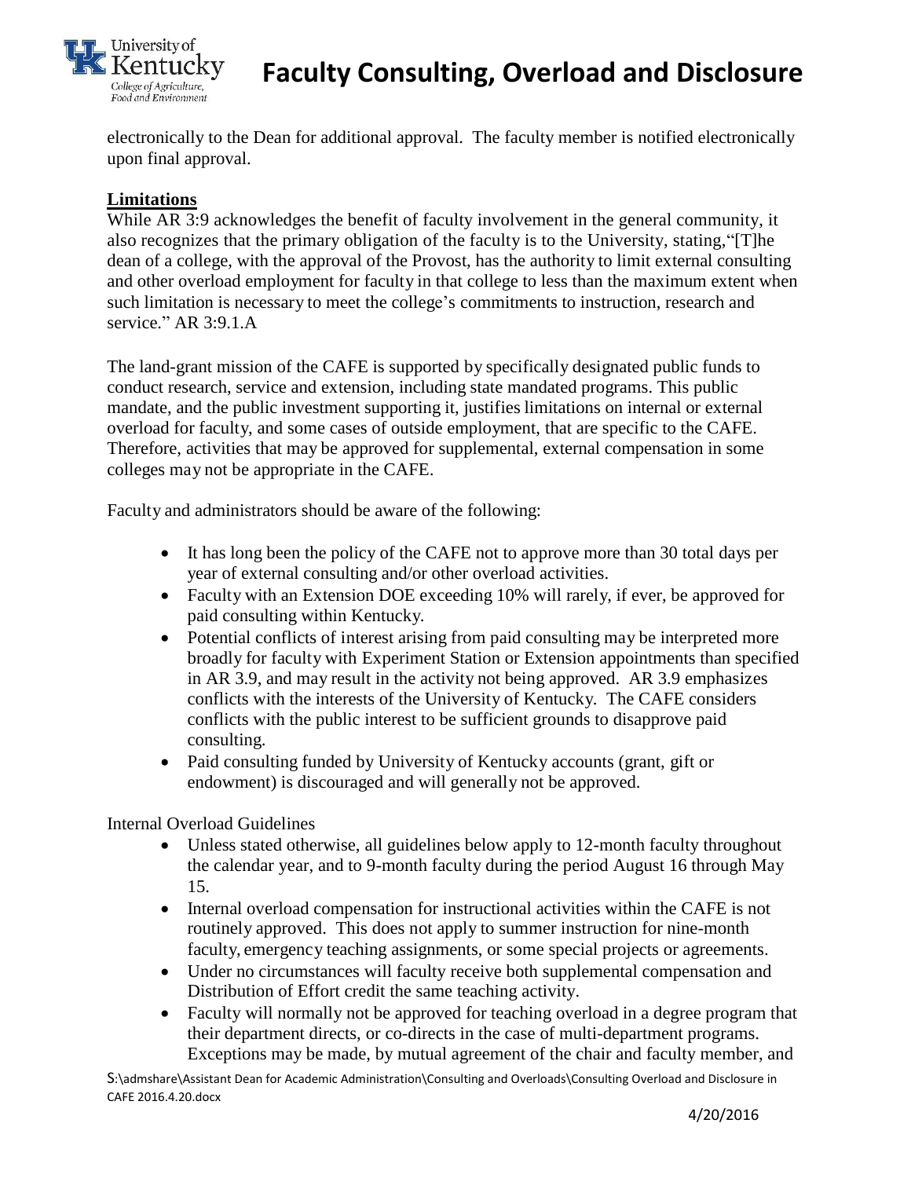electronically to the Dean for additional approval. The faculty member is notified electronically upon final approval.

**Limitations**

While AR 3:9 acknowledges the benefit of faculty involvement in the general community, it also recognizes that the primary obligation of the faculty is to the University, stating,"[T]he dean of a college, with the approval of the Provost, has the authority to limit external consulting and other overload employment for faculty in that college to less than the maximum extent when such limitation is necessary to meet the college's commitments to instruction, research and service." AR 3:9.1.A

The land-grant mission of the CAFE is supported by specifically designated public funds to conduct research, service and extension, including state mandated programs. This public mandate, and the public investment supporting it, justifies limitations on internal or external overload for faculty, and some cases of outside employment, that are specific to the CAFE. Therefore, activities that may be approved for supplemental, external compensation in some colleges may not be appropriate in the CAFE.

Faculty and administrators should be aware of the following:

- It has long been the policy of the CAFE not to approve more than 30 total days per year of external consulting and/or other overload activities.
- Faculty with an Extension DOE exceeding 10% will rarely, if ever, be approved for paid consulting within Kentucky.
- Potential conflicts of interest arising from paid consulting may be interpreted more broadly for faculty with Experiment Station or Extension appointments than specified in AR 3.9, and may result in the activity not being approved. AR 3.9 emphasizes conflicts with the interests of the University of Kentucky. The CAFE considers conflicts with the public interest to be sufficient grounds to disapprove paid consulting.
- Paid consulting funded by University of Kentucky accounts (grant, gift or endowment) is discouraged and will generally not be approved.

Internal Overload Guidelines

- Unless stated otherwise, all guidelines below apply to 12-month faculty throughout the calendar year, and to 9-month faculty during the period August 16 through May 15.
- Internal overload compensation for instructional activities within the CAFE is not routinely approved. This does not apply to summer instruction for nine-month faculty, emergency teaching assignments, or some special projects or agreements.
- Under no circumstances will faculty receive both supplemental compensation and Distribution of Effort credit the same teaching activity.
- Faculty will normally not be approved for teaching overload in a degree program that their department directs, or co-directs in the case of multi-department programs. Exceptions may be made, by mutual agreement of the chair and faculty member, and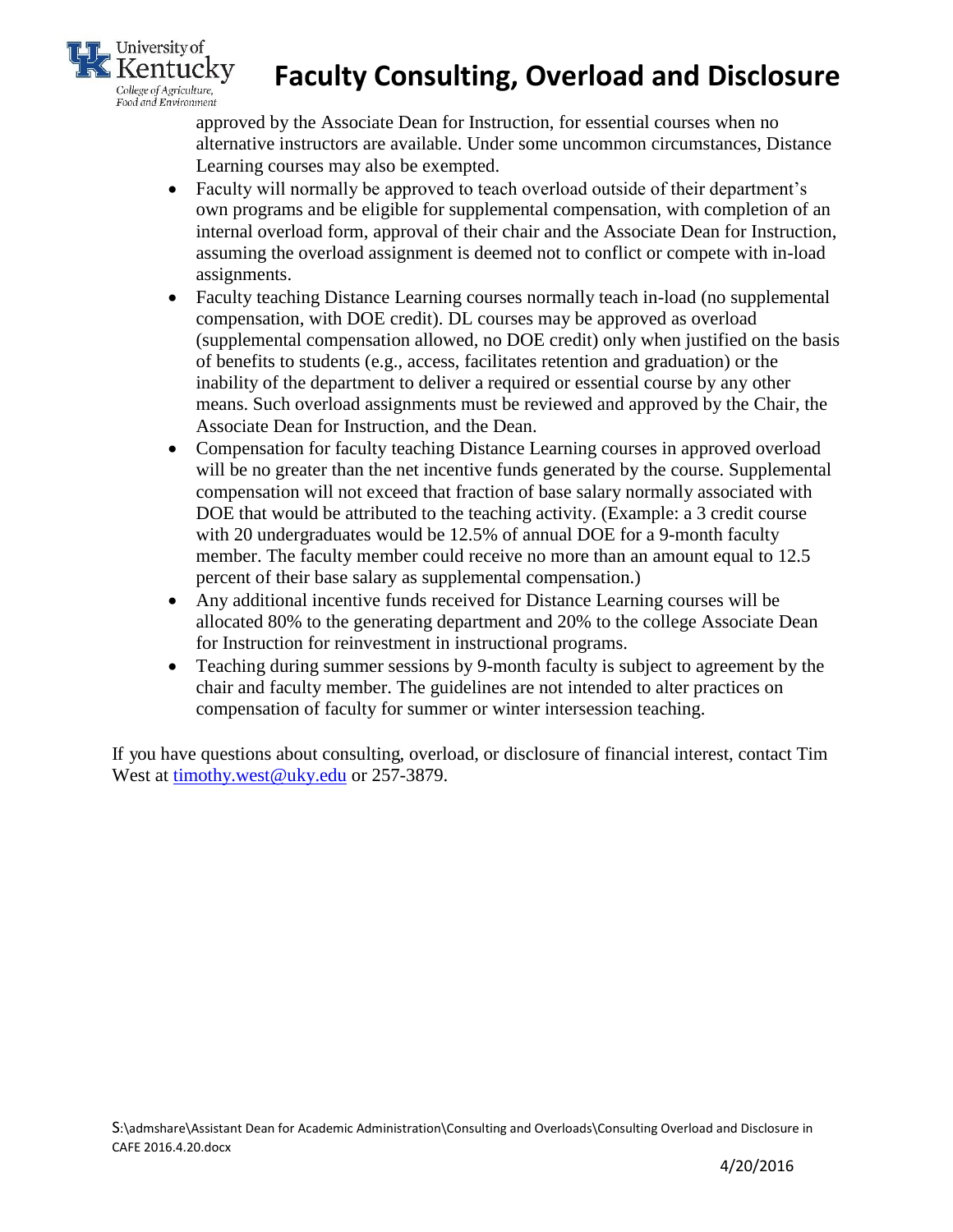approved by the Associate Dean for Instruction, for essential courses when no alternative instructors are available. Under some uncommon circumstances, Distance Learning courses may also be exempted.

- Faculty will normally be approved to teach overload outside of their department's own programs and be eligible for supplemental compensation, with completion of an internal overload form, approval of their chair and the Associate Dean for Instruction, assuming the overload assignment is deemed not to conflict or compete with in-load assignments.
- Faculty teaching Distance Learning courses normally teach in-load (no supplemental compensation, with DOE credit). DL courses may be approved as overload (supplemental compensation allowed, no DOE credit) only when justified on the basis of benefits to students (e.g., access, facilitates retention and graduation) or the inability of the department to deliver a required or essential course by any other means. Such overload assignments must be reviewed and approved by the Chair, the Associate Dean for Instruction, and the Dean.
- Compensation for faculty teaching Distance Learning courses in approved overload will be no greater than the net incentive funds generated by the course. Supplemental compensation will not exceed that fraction of base salary normally associated with DOE that would be attributed to the teaching activity. (Example: a 3 credit course with 20 undergraduates would be 12.5% of annual DOE for a 9-month faculty member. The faculty member could receive no more than an amount equal to 12.5 percent of their base salary as supplemental compensation.)
- Any additional incentive funds received for Distance Learning courses will be allocated 80% to the generating department and 20% to the college Associate Dean for Instruction for reinvestment in instructional programs.
- Teaching during summer sessions by 9-month faculty is subject to agreement by the chair and faculty member. The guidelines are not intended to alter practices on compensation of faculty for summer or winter intersession teaching.

If you have questions about consulting, overload, or disclosure of financial interest, contact Tim West at [timothy.west@uky.edu](mailto:timothy.west@uky.edu) or 257-3879.